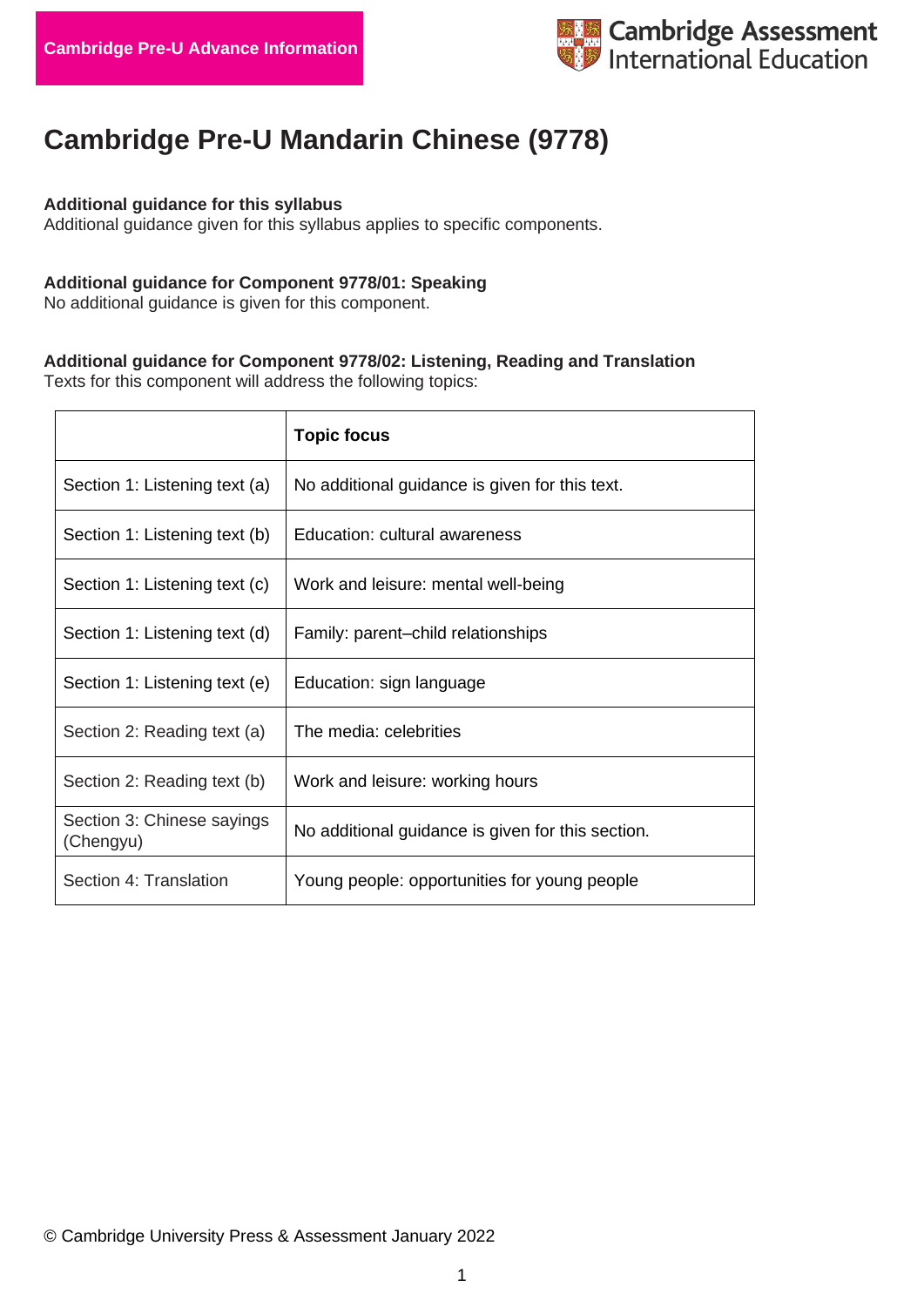Cambridge Pre-U Advance Information

Cambridge Assessment International Education

# Cambridge Pre-U Mandarin Chinese (9778)

**Additional guidance for this syllabus**
Additional guidance given for this syllabus applies to specific components.

**Additional guidance for Component 9778/01: Speaking**
No additional guidance is given for this component.

**Additional guidance for Component 9778/02: Listening, Reading and Translation**
Texts for this component will address the following topics:

| | **Topic focus** |
|---|---|
| Section 1: Listening text (a) | No additional guidance is given for this text. |
| Section 1: Listening text (b) | Education: cultural awareness |
| Section 1: Listening text (c) | Work and leisure: mental well-being |
| Section 1: Listening text (d) | Family: parent–child relationships |
| Section 1: Listening text (e) | Education: sign language |
| Section 2: Reading text (a) | The media: celebrities |
| Section 2: Reading text (b) | Work and leisure: working hours |
| Section 3: Chinese sayings (Chengyu) | No additional guidance is given for this section. |
| Section 4: Translation | Young people: opportunities for young people |

© Cambridge University Press & Assessment January 2022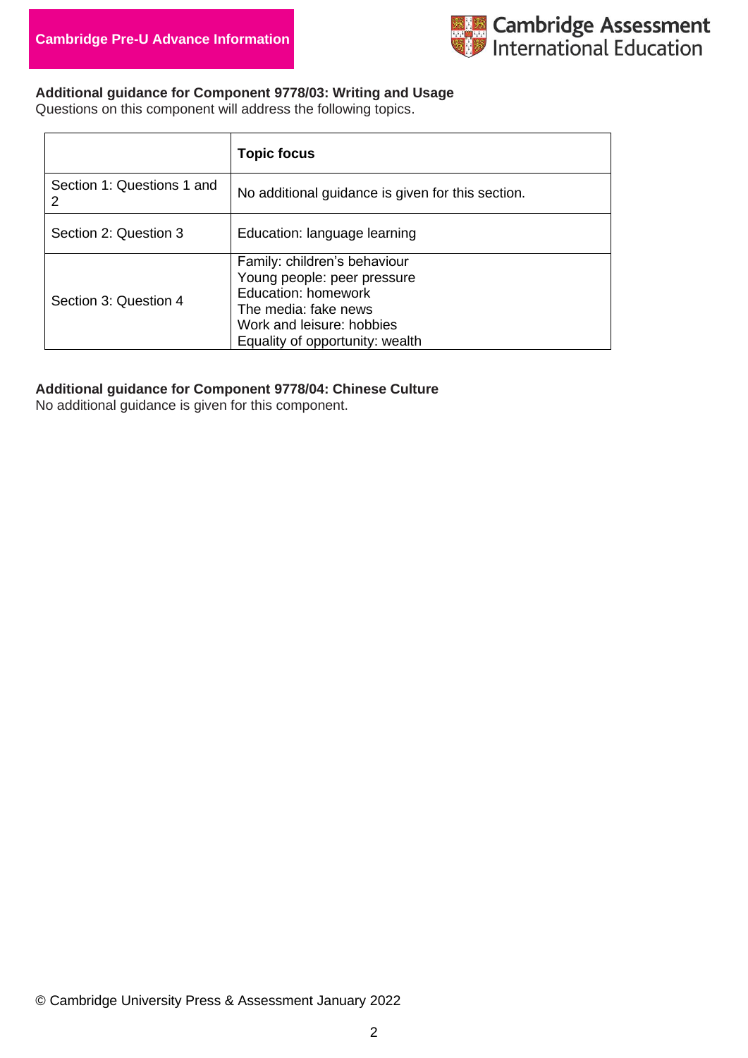**Additional guidance for Component 9778/03: Writing and Usage**

Questions on this component will address the following topics.

| | Topic focus |
|---|---|
| Section 1: Questions 1 and 2 | No additional guidance is given for this section. |
| Section 2: Question 3 | Education: language learning |
| Section 3: Question 4 | Family: children's behaviour<br>Young people: peer pressure<br>Education: homework<br>The media: fake news<br>Work and leisure: hobbies<br>Equality of opportunity: wealth |

**Additional guidance for Component 9778/04: Chinese Culture**

No additional guidance is given for this component.

© Cambridge University Press & Assessment January 2022